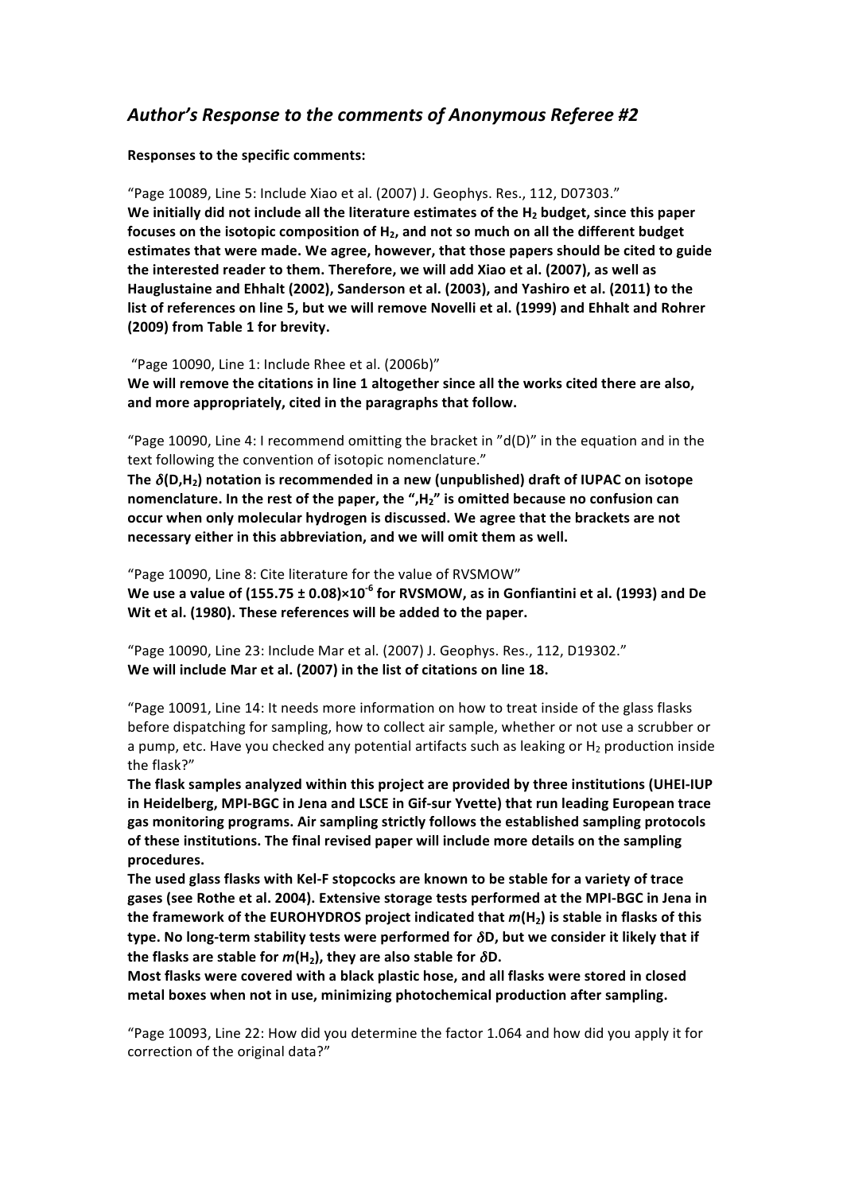## *Author's Response to the comments of Anonymous Referee #2*

**Responses to the specific comments:**

"Page 10089, Line 5: Include Xiao et al. (2007) J. Geophys. Res., 112, D07303."
**We initially did not include all the literature estimates of the $H_2$ budget, since this paper focuses on the isotopic composition of $H_2$, and not so much on all the different budget estimates that were made. We agree, however, that those papers should be cited to guide the interested reader to them. Therefore, we will add Xiao et al. (2007), as well as Hauglustaine and Ehhalt (2002), Sanderson et al. (2003), and Yashiro et al. (2011) to the list of references on line 5, but we will remove Novelli et al. (1999) and Ehhalt and Rohrer (2009) from Table 1 for brevity.**

"Page 10090, Line 1: Include Rhee et al. (2006b)"
**We will remove the citations in line 1 altogether since all the works cited there are also, and more appropriately, cited in the paragraphs that follow.**

"Page 10090, Line 4: I recommend omitting the bracket in "d(D)" in the equation and in the text following the convention of isotopic nomenclature."
**The $\delta(D,H_2)$ notation is recommended in a new (unpublished) draft of IUPAC on isotope nomenclature. In the rest of the paper, the ",$H_2$" is omitted because no confusion can occur when only molecular hydrogen is discussed. We agree that the brackets are not necessary either in this abbreviation, and we will omit them as well.**

"Page 10090, Line 8: Cite literature for the value of RVSMOW"
**We use a value of $(155.75 \pm 0.08) \times 10^{-6}$ for RVSMOW, as in Gonfiantini et al. (1993) and De Wit et al. (1980). These references will be added to the paper.**

"Page 10090, Line 23: Include Mar et al. (2007) J. Geophys. Res., 112, D19302."
**We will include Mar et al. (2007) in the list of citations on line 18.**

"Page 10091, Line 14: It needs more information on how to treat inside of the glass flasks before dispatching for sampling, how to collect air sample, whether or not use a scrubber or a pump, etc. Have you checked any potential artifacts such as leaking or $H_2$ production inside the flask?"
**The flask samples analyzed within this project are provided by three institutions (UHEI-IUP in Heidelberg, MPI-BGC in Jena and LSCE in Gif-sur Yvette) that run leading European trace gas monitoring programs. Air sampling strictly follows the established sampling protocols of these institutions. The final revised paper will include more details on the sampling procedures.**
**The used glass flasks with Kel-F stopcocks are known to be stable for a variety of trace gases (see Rothe et al. 2004). Extensive storage tests performed at the MPI-BGC in Jena in the framework of the EUROHYDROS project indicated that $m(H_2)$ is stable in flasks of this type. No long-term stability tests were performed for $\delta D$, but we consider it likely that if the flasks are stable for $m(H_2)$, they are also stable for $\delta D$.**
**Most flasks were covered with a black plastic hose, and all flasks were stored in closed metal boxes when not in use, minimizing photochemical production after sampling.**

"Page 10093, Line 22: How did you determine the factor 1.064 and how did you apply it for correction of the original data?"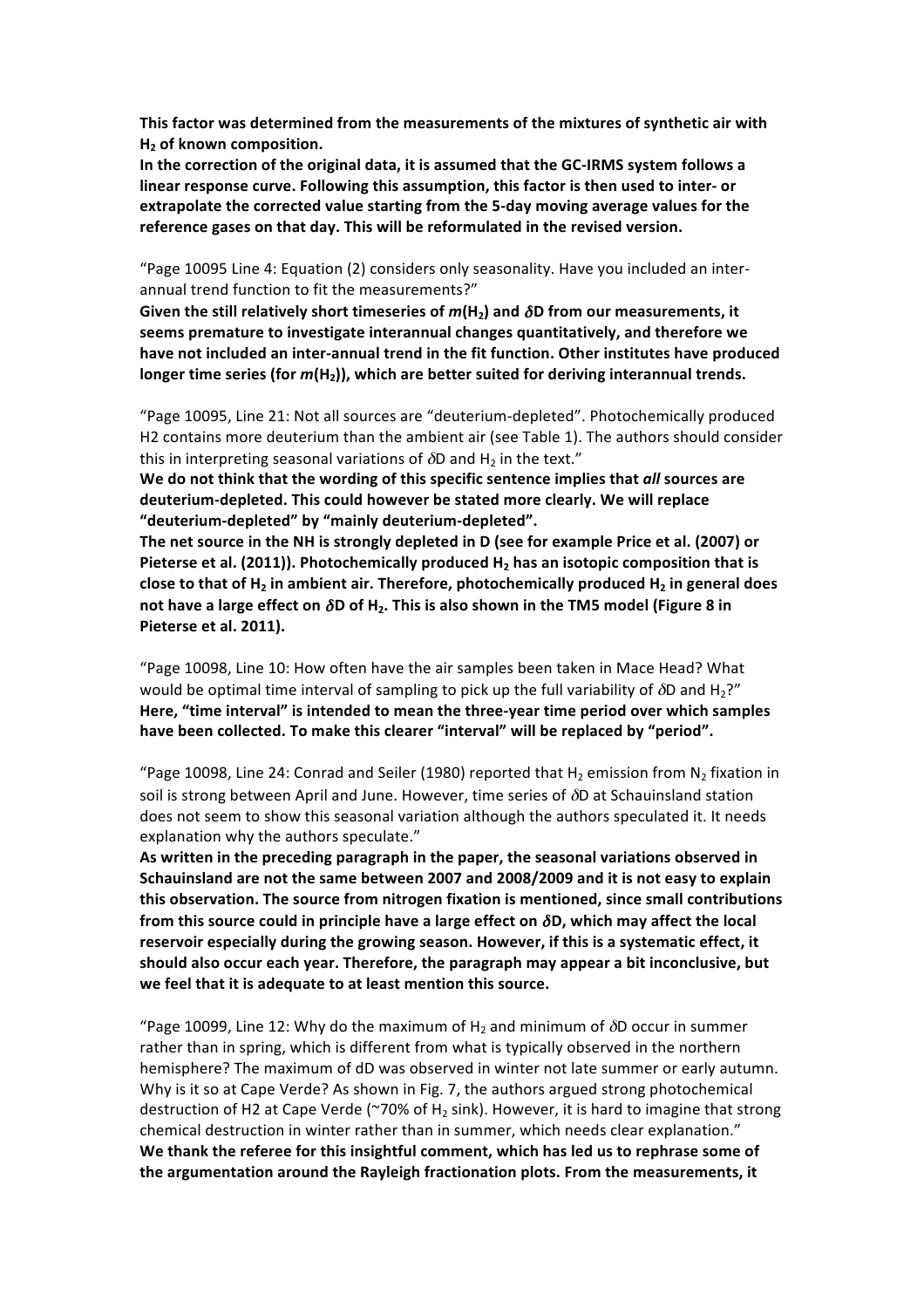**This factor was determined from the measurements of the mixtures of synthetic air with $H_2$ of known composition.**
**In the correction of the original data, it is assumed that the GC-IRMS system follows a linear response curve. Following this assumption, this factor is then used to inter- or extrapolate the corrected value starting from the 5-day moving average values for the reference gases on that day. This will be reformulated in the revised version.**

"Page 10095 Line 4: Equation (2) considers only seasonality. Have you included an inter-annual trend function to fit the measurements?"
**Given the still relatively short timeseries of $m(H_2)$ and $\delta D$ from our measurements, it seems premature to investigate interannual changes quantitatively, and therefore we have not included an inter-annual trend in the fit function. Other institutes have produced longer time series (for $m(H_2)$), which are better suited for deriving interannual trends.**

"Page 10095, Line 21: Not all sources are "deuterium-depleted". Photochemically produced H2 contains more deuterium than the ambient air (see Table 1). The authors should consider this in interpreting seasonal variations of $\delta D$ and $H_2$ in the text."
**We do not think that the wording of this specific sentence implies that *all* sources are deuterium-depleted. This could however be stated more clearly. We will replace "deuterium-depleted" by "mainly deuterium-depleted".**
**The net source in the NH is strongly depleted in D (see for example Price et al. (2007) or Pieterse et al. (2011)). Photochemically produced $H_2$ has an isotopic composition that is close to that of $H_2$ in ambient air. Therefore, photochemically produced $H_2$ in general does not have a large effect on $\delta D$ of $H_2$. This is also shown in the TM5 model (Figure 8 in Pieterse et al. 2011).**

"Page 10098, Line 10: How often have the air samples been taken in Mace Head? What would be optimal time interval of sampling to pick up the full variability of $\delta D$ and $H_2$?"
**Here, "time interval" is intended to mean the three-year time period over which samples have been collected. To make this clearer "interval" will be replaced by "period".**

"Page 10098, Line 24: Conrad and Seiler (1980) reported that $H_2$ emission from $N_2$ fixation in soil is strong between April and June. However, time series of $\delta D$ at Schauinsland station does not seem to show this seasonal variation although the authors speculated it. It needs explanation why the authors speculate."
**As written in the preceding paragraph in the paper, the seasonal variations observed in Schauinsland are not the same between 2007 and 2008/2009 and it is not easy to explain this observation. The source from nitrogen fixation is mentioned, since small contributions from this source could in principle have a large effect on $\delta D$, which may affect the local reservoir especially during the growing season. However, if this is a systematic effect, it should also occur each year. Therefore, the paragraph may appear a bit inconclusive, but we feel that it is adequate to at least mention this source.**

"Page 10099, Line 12: Why do the maximum of $H_2$ and minimum of $\delta D$ occur in summer rather than in spring, which is different from what is typically observed in the northern hemisphere? The maximum of dD was observed in winter not late summer or early autumn. Why is it so at Cape Verde? As shown in Fig. 7, the authors argued strong photochemical destruction of H2 at Cape Verde (~70% of $H_2$ sink). However, it is hard to imagine that strong chemical destruction in winter rather than in summer, which needs clear explanation."
**We thank the referee for this insightful comment, which has led us to rephrase some of the argumentation around the Rayleigh fractionation plots. From the measurements, it**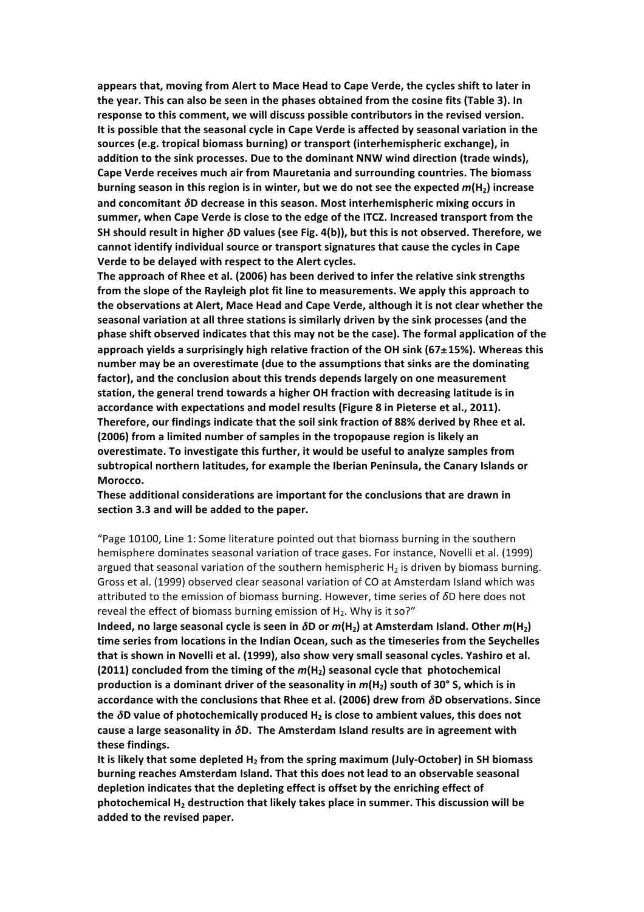**appears that, moving from Alert to Mace Head to Cape Verde, the cycles shift to later in the year. This can also be seen in the phases obtained from the cosine fits (Table 3). In response to this comment, we will discuss possible contributors in the revised version. It is possible that the seasonal cycle in Cape Verde is affected by seasonal variation in the sources (e.g. tropical biomass burning) or transport (interhemispheric exchange), in addition to the sink processes. Due to the dominant NNW wind direction (trade winds), Cape Verde receives much air from Mauretania and surrounding countries. The biomass burning season in this region is in winter, but we do not see the expected *m*($H_2$) increase and concomitant $\delta$D decrease in this season. Most interhemispheric mixing occurs in summer, when Cape Verde is close to the edge of the ITCZ. Increased transport from the SH should result in higher $\delta$D values (see Fig. 4(b)), but this is not observed. Therefore, we cannot identify individual source or transport signatures that cause the cycles in Cape Verde to be delayed with respect to the Alert cycles.**

**The approach of Rhee et al. (2006) has been derived to infer the relative sink strengths from the slope of the Rayleigh plot fit line to measurements. We apply this approach to the observations at Alert, Mace Head and Cape Verde, although it is not clear whether the seasonal variation at all three stations is similarly driven by the sink processes (and the phase shift observed indicates that this may not be the case). The formal application of the approach yields a surprisingly high relative fraction of the OH sink (67±15%). Whereas this number may be an overestimate (due to the assumptions that sinks are the dominating factor), and the conclusion about this trends depends largely on one measurement station, the general trend towards a higher OH fraction with decreasing latitude is in accordance with expectations and model results (Figure 8 in Pieterse et al., 2011). Therefore, our findings indicate that the soil sink fraction of 88% derived by Rhee et al. (2006) from a limited number of samples in the tropopause region is likely an overestimate. To investigate this further, it would be useful to analyze samples from subtropical northern latitudes, for example the Iberian Peninsula, the Canary Islands or Morocco.**

**These additional considerations are important for the conclusions that are drawn in section 3.3 and will be added to the paper.**

"Page 10100, Line 1: Some literature pointed out that biomass burning in the southern hemisphere dominates seasonal variation of trace gases. For instance, Novelli et al. (1999) argued that seasonal variation of the southern hemispheric $H_2$ is driven by biomass burning. Gross et al. (1999) observed clear seasonal variation of CO at Amsterdam Island which was attributed to the emission of biomass burning. However, time series of $\delta$D here does not reveal the effect of biomass burning emission of $H_2$. Why is it so?"

**Indeed, no large seasonal cycle is seen in $\delta$D or *m*($H_2$) at Amsterdam Island. Other *m*($H_2$) time series from locations in the Indian Ocean, such as the timeseries from the Seychelles that is shown in Novelli et al. (1999), also show very small seasonal cycles. Yashiro et al. (2011) concluded from the timing of the *m*($H_2$) seasonal cycle that photochemical production is a dominant driver of the seasonality in *m*($H_2$) south of 30° S, which is in accordance with the conclusions that Rhee et al. (2006) drew from $\delta$D observations. Since the $\delta$D value of photochemically produced $H_2$ is close to ambient values, this does not cause a large seasonality in $\delta$D. The Amsterdam Island results are in agreement with these findings.**

**It is likely that some depleted $H_2$ from the spring maximum (July-October) in SH biomass burning reaches Amsterdam Island. That this does not lead to an observable seasonal depletion indicates that the depleting effect is offset by the enriching effect of photochemical $H_2$ destruction that likely takes place in summer. This discussion will be added to the revised paper.**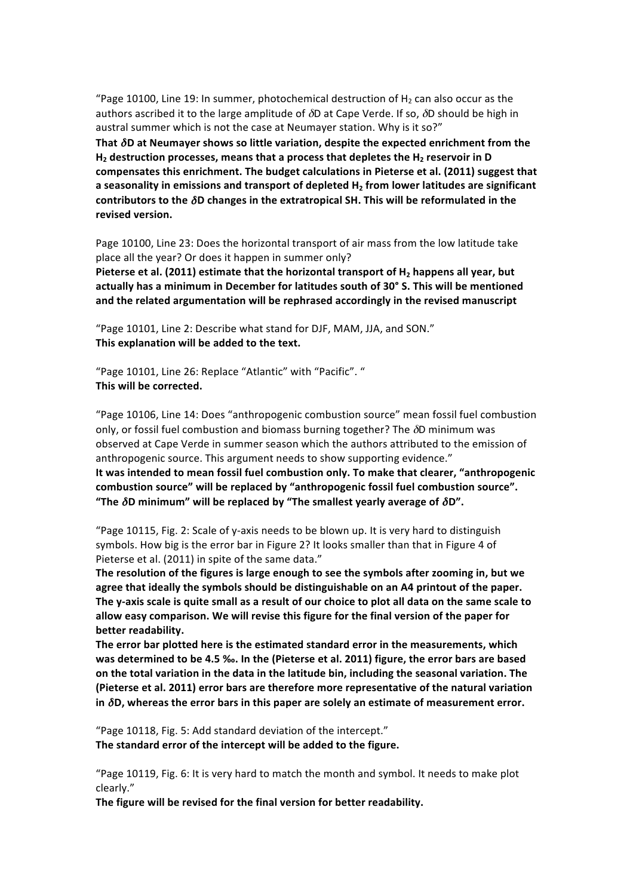"Page 10100, Line 19: In summer, photochemical destruction of $H_2$ can also occur as the authors ascribed it to the large amplitude of $\delta$D at Cape Verde. If so, $\delta$D should be high in austral summer which is not the case at Neumayer station. Why is it so?"

**That $\delta$D at Neumayer shows so little variation, despite the expected enrichment from the $H_2$ destruction processes, means that a process that depletes the $H_2$ reservoir in D compensates this enrichment. The budget calculations in Pieterse et al. (2011) suggest that a seasonality in emissions and transport of depleted $H_2$ from lower latitudes are significant contributors to the $\delta$D changes in the extratropical SH. This will be reformulated in the revised version.**

Page 10100, Line 23: Does the horizontal transport of air mass from the low latitude take place all the year? Or does it happen in summer only?

**Pieterse et al. (2011) estimate that the horizontal transport of $H_2$ happens all year, but actually has a minimum in December for latitudes south of 30° S. This will be mentioned and the related argumentation will be rephrased accordingly in the revised manuscript**

"Page 10101, Line 2: Describe what stand for DJF, MAM, JJA, and SON."

**This explanation will be added to the text.**

"Page 10101, Line 26: Replace "Atlantic" with "Pacific". "

**This will be corrected.**

"Page 10106, Line 14: Does "anthropogenic combustion source" mean fossil fuel combustion only, or fossil fuel combustion and biomass burning together? The $\delta$D minimum was observed at Cape Verde in summer season which the authors attributed to the emission of anthropogenic source. This argument needs to show supporting evidence."

**It was intended to mean fossil fuel combustion only. To make that clearer, "anthropogenic combustion source" will be replaced by "anthropogenic fossil fuel combustion source". "The $\delta$D minimum" will be replaced by "The smallest yearly average of $\delta$D".**

"Page 10115, Fig. 2: Scale of y-axis needs to be blown up. It is very hard to distinguish symbols. How big is the error bar in Figure 2? It looks smaller than that in Figure 4 of Pieterse et al. (2011) in spite of the same data."

**The resolution of the figures is large enough to see the symbols after zooming in, but we agree that ideally the symbols should be distinguishable on an A4 printout of the paper. The y-axis scale is quite small as a result of our choice to plot all data on the same scale to allow easy comparison. We will revise this figure for the final version of the paper for better readability.**

**The error bar plotted here is the estimated standard error in the measurements, which was determined to be 4.5 ‰. In the (Pieterse et al. 2011) figure, the error bars are based on the total variation in the data in the latitude bin, including the seasonal variation. The (Pieterse et al. 2011) error bars are therefore more representative of the natural variation in $\delta$D, whereas the error bars in this paper are solely an estimate of measurement error.**

"Page 10118, Fig. 5: Add standard deviation of the intercept."

**The standard error of the intercept will be added to the figure.**

"Page 10119, Fig. 6: It is very hard to match the month and symbol. It needs to make plot clearly."

**The figure will be revised for the final version for better readability.**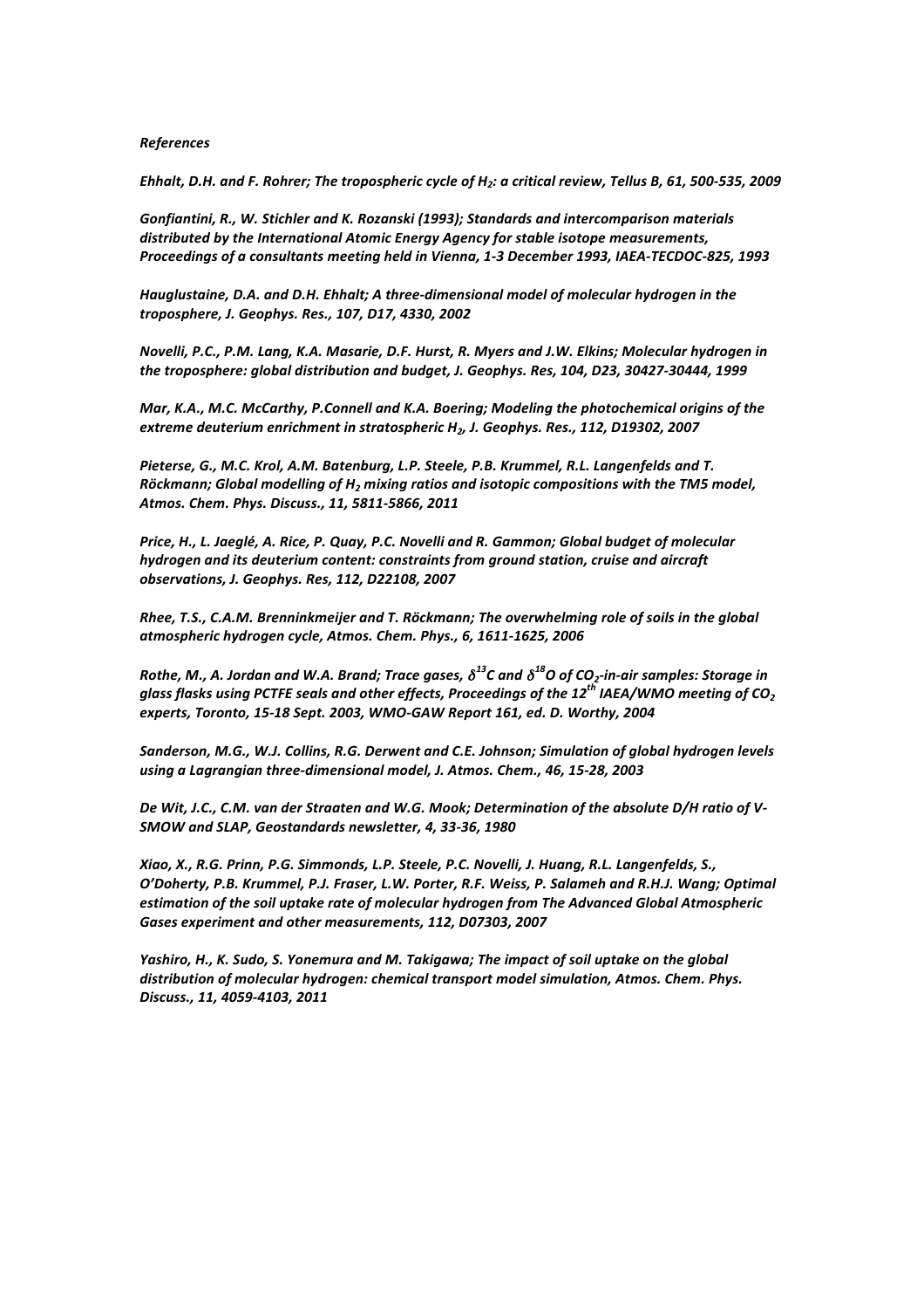*References*

*Ehhalt, D.H. and F. Rohrer; The tropospheric cycle of $H_2$: a critical review, Tellus B, 61, 500-535, 2009*

*Gonfiantini, R., W. Stichler and K. Rozanski (1993); Standards and intercomparison materials distributed by the International Atomic Energy Agency for stable isotope measurements, Proceedings of a consultants meeting held in Vienna, 1-3 December 1993, IAEA-TECDOC-825, 1993*

*Hauglustaine, D.A. and D.H. Ehhalt; A three-dimensional model of molecular hydrogen in the troposphere, J. Geophys. Res., 107, D17, 4330, 2002*

*Novelli, P.C., P.M. Lang, K.A. Masarie, D.F. Hurst, R. Myers and J.W. Elkins; Molecular hydrogen in the troposphere: global distribution and budget, J. Geophys. Res, 104, D23, 30427-30444, 1999*

*Mar, K.A., M.C. McCarthy, P.Connell and K.A. Boering; Modeling the photochemical origins of the extreme deuterium enrichment in stratospheric $H_2$, J. Geophys. Res., 112, D19302, 2007*

*Pieterse, G., M.C. Krol, A.M. Batenburg, L.P. Steele, P.B. Krummel, R.L. Langenfelds and T. Röckmann; Global modelling of $H_2$ mixing ratios and isotopic compositions with the TM5 model, Atmos. Chem. Phys. Discuss., 11, 5811-5866, 2011*

*Price, H., L. Jaeglé, A. Rice, P. Quay, P.C. Novelli and R. Gammon; Global budget of molecular hydrogen and its deuterium content: constraints from ground station, cruise and aircraft observations, J. Geophys. Res, 112, D22108, 2007*

*Rhee, T.S., C.A.M. Brenninkmeijer and T. Röckmann; The overwhelming role of soils in the global atmospheric hydrogen cycle, Atmos. Chem. Phys., 6, 1611-1625, 2006*

*Rothe, M., A. Jordan and W.A. Brand; Trace gases, $\delta^{13}C$ and $\delta^{18}O$ of $CO_2$-in-air samples: Storage in glass flasks using PCTFE seals and other effects, Proceedings of the 12th IAEA/WMO meeting of $CO_2$ experts, Toronto, 15-18 Sept. 2003, WMO-GAW Report 161, ed. D. Worthy, 2004*

*Sanderson, M.G., W.J. Collins, R.G. Derwent and C.E. Johnson; Simulation of global hydrogen levels using a Lagrangian three-dimensional model, J. Atmos. Chem., 46, 15-28, 2003*

*De Wit, J.C., C.M. van der Straaten and W.G. Mook; Determination of the absolute D/H ratio of V-SMOW and SLAP, Geostandards newsletter, 4, 33-36, 1980*

*Xiao, X., R.G. Prinn, P.G. Simmonds, L.P. Steele, P.C. Novelli, J. Huang, R.L. Langenfelds, S., O'Doherty, P.B. Krummel, P.J. Fraser, L.W. Porter, R.F. Weiss, P. Salameh and R.H.J. Wang; Optimal estimation of the soil uptake rate of molecular hydrogen from The Advanced Global Atmospheric Gases experiment and other measurements, 112, D07303, 2007*

*Yashiro, H., K. Sudo, S. Yonemura and M. Takigawa; The impact of soil uptake on the global distribution of molecular hydrogen: chemical transport model simulation, Atmos. Chem. Phys. Discuss., 11, 4059-4103, 2011*